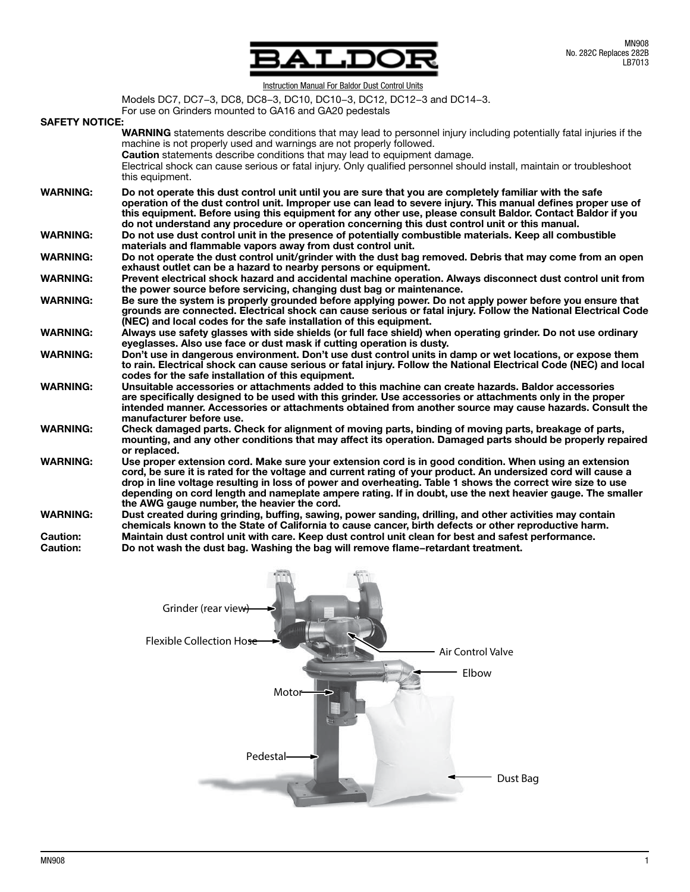MN908
No. 282C Replaces 282B
LB7013

# BALDOR

Instruction Manual For Baldor Dust Control Units

Models DC7, DC7−3, DC8, DC8−3, DC10, DC10−3, DC12, DC12−3 and DC14−3.
For use on Grinders mounted to GA16 and GA20 pedestals

**SAFETY NOTICE:**

**WARNING** statements describe conditions that may lead to personnel injury including potentially fatal injuries if the machine is not properly used and warnings are not properly followed.
**Caution** statements describe conditions that may lead to equipment damage.
Electrical shock can cause serious or fatal injury. Only qualified personnel should install, maintain or troubleshoot this equipment.

**WARNING: Do not operate this dust control unit until you are sure that you are completely familiar with the safe operation of the dust control unit. Improper use can lead to severe injury. This manual defines proper use of this equipment. Before using this equipment for any other use, please consult Baldor. Contact Baldor if you do not understand any procedure or operation concerning this dust control unit or this manual.**

**WARNING: Do not use dust control unit in the presence of potentially combustible materials. Keep all combustible materials and flammable vapors away from dust control unit.**

**WARNING: Do not operate the dust control unit/grinder with the dust bag removed. Debris that may come from an open exhaust outlet can be a hazard to nearby persons or equipment.**

**WARNING: Prevent electrical shock hazard and accidental machine operation. Always disconnect dust control unit from the power source before servicing, changing dust bag or maintenance.**

**WARNING: Be sure the system is properly grounded before applying power. Do not apply power before you ensure that grounds are connected. Electrical shock can cause serious or fatal injury. Follow the National Electrical Code (NEC) and local codes for the safe installation of this equipment.**

**WARNING: Always use safety glasses with side shields (or full face shield) when operating grinder. Do not use ordinary eyeglasses. Also use face or dust mask if cutting operation is dusty.**

**WARNING: Don't use in dangerous environment. Don't use dust control units in damp or wet locations, or expose them to rain. Electrical shock can cause serious or fatal injury. Follow the National Electrical Code (NEC) and local codes for the safe installation of this equipment.**

**WARNING: Unsuitable accessories or attachments added to this machine can create hazards. Baldor accessories are specifically designed to be used with this grinder. Use accessories or attachments only in the proper intended manner. Accessories or attachments obtained from another source may cause hazards. Consult the manufacturer before use.**

**WARNING: Check damaged parts. Check for alignment of moving parts, binding of moving parts, breakage of parts, mounting, and any other conditions that may affect its operation. Damaged parts should be properly repaired or replaced.**

**WARNING: Use proper extension cord. Make sure your extension cord is in good condition. When using an extension cord, be sure it is rated for the voltage and current rating of your product. An undersized cord will cause a drop in line voltage resulting in loss of power and overheating. Table 1 shows the correct wire size to use depending on cord length and nameplate ampere rating. If in doubt, use the next heavier gauge. The smaller the AWG gauge number, the heavier the cord.**

**WARNING: Dust created during grinding, buffing, sawing, power sanding, drilling, and other activities may contain chemicals known to the State of California to cause cancer, birth defects or other reproductive harm.**

**Caution: Maintain dust control unit with care. Keep dust control unit clean for best and safest performance.**

**Caution: Do not wash the dust bag. Washing the bag will remove flame−retardant treatment.**

Grinder (rear view)
Flexible Collection Hose
Air Control Valve
Elbow
Motor
Pedestal
Dust Bag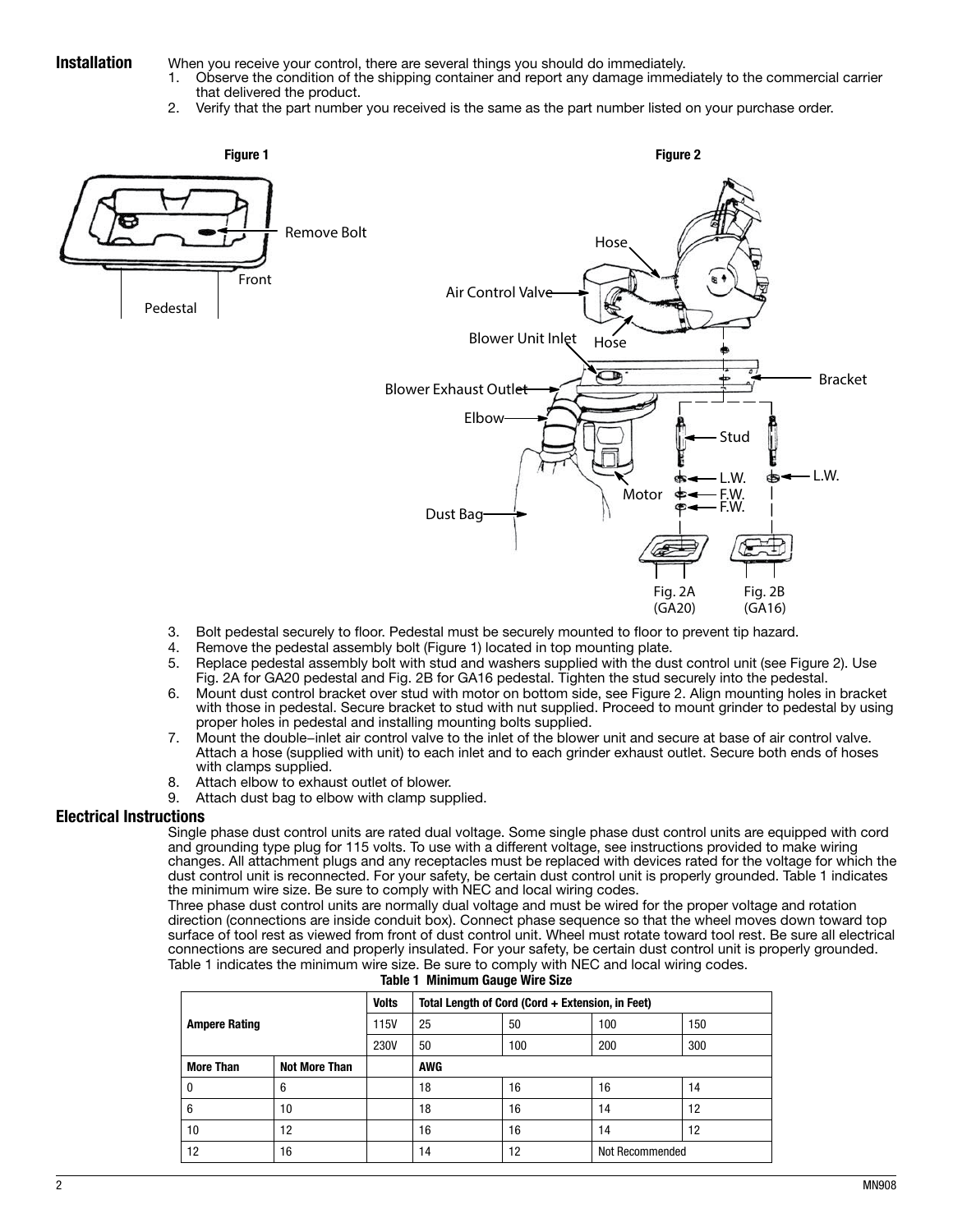## Installation

When you receive your control, there are several things you should do immediately.

1. Observe the condition of the shipping container and report any damage immediately to the commercial carrier that delivered the product.
2. Verify that the part number you received is the same as the part number listed on your purchase order.

**Figure 1**

**Figure 2**

3. Bolt pedestal securely to floor. Pedestal must be securely mounted to floor to prevent tip hazard.
4. Remove the pedestal assembly bolt (Figure 1) located in top mounting plate.
5. Replace pedestal assembly bolt with stud and washers supplied with the dust control unit (see Figure 2). Use Fig. 2A for GA20 pedestal and Fig. 2B for GA16 pedestal. Tighten the stud securely into the pedestal.
6. Mount dust control bracket over stud with motor on bottom side, see Figure 2. Align mounting holes in bracket with those in pedestal. Secure bracket to stud with nut supplied. Proceed to mount grinder to pedestal by using proper holes in pedestal and installing mounting bolts supplied.
7. Mount the double–inlet air control valve to the inlet of the blower unit and secure at base of air control valve. Attach a hose (supplied with unit) to each inlet and to each grinder exhaust outlet. Secure both ends of hoses with clamps supplied.
8. Attach elbow to exhaust outlet of blower.
9. Attach dust bag to elbow with clamp supplied.

## Electrical Instructions

Single phase dust control units are rated dual voltage. Some single phase dust control units are equipped with cord and grounding type plug for 115 volts. To use with a different voltage, see instructions provided to make wiring changes. All attachment plugs and any receptacles must be replaced with devices rated for the voltage for which the dust control unit is reconnected. For your safety, be certain dust control unit is properly grounded. Table 1 indicates the minimum wire size. Be sure to comply with NEC and local wiring codes.

Three phase dust control units are normally dual voltage and must be wired for the proper voltage and rotation direction (connections are inside conduit box). Connect phase sequence so that the wheel moves down toward top surface of tool rest as viewed from front of dust control unit. Wheel must rotate toward tool rest. Be sure all electrical connections are secured and properly insulated. For your safety, be certain dust control unit is properly grounded. Table 1 indicates the minimum wire size. Be sure to comply with NEC and local wiring codes.

**Table 1 Minimum Gauge Wire Size**

| Ampere Rating | | Volts | Total Length of Cord (Cord + Extension, in Feet) | | | |
|---|---|---|---|---|---|---|
| | | 115V | 25 | 50 | 100 | 150 |
| | | 230V | 50 | 100 | 200 | 300 |
| More Than | Not More Than | | AWG | | | |
| 0 | 6 | | 18 | 16 | 16 | 14 |
| 6 | 10 | | 18 | 16 | 14 | 12 |
| 10 | 12 | | 16 | 16 | 14 | 12 |
| 12 | 16 | | 14 | 12 | Not Recommended | |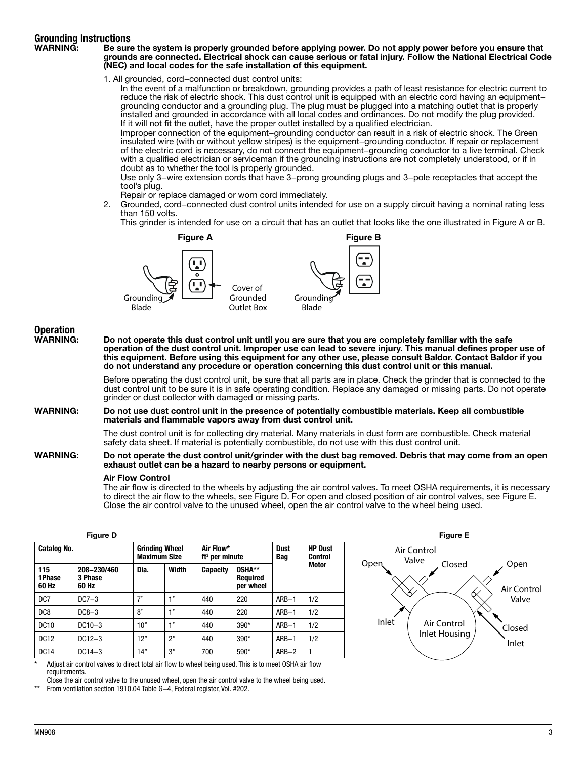## Grounding Instructions

**WARNING: Be sure the system is properly grounded before applying power. Do not apply power before you ensure that grounds are connected. Electrical shock can cause serious or fatal injury. Follow the National Electrical Code (NEC) and local codes for the safe installation of this equipment.**

1. All grounded, cord–connected dust control units:
   In the event of a malfunction or breakdown, grounding provides a path of least resistance for electric current to reduce the risk of electric shock. This dust control unit is equipped with an electric cord having an equipment–grounding conductor and a grounding plug. The plug must be plugged into a matching outlet that is properly installed and grounded in accordance with all local codes and ordinances. Do not modify the plug provided. If it will not fit the outlet, have the proper outlet installed by a qualified electrician.
   Improper connection of the equipment–grounding conductor can result in a risk of electric shock. The Green insulated wire (with or without yellow stripes) is the equipment–grounding conductor. If repair or replacement of the electric cord is necessary, do not connect the equipment–grounding conductor to a live terminal. Check with a qualified electrician or serviceman if the grounding instructions are not completely understood, or if in doubt as to whether the tool is properly grounded.
   Use only 3–wire extension cords that have 3–prong grounding plugs and 3–pole receptacles that accept the tool's plug.
   Repair or replace damaged or worn cord immediately.
2. Grounded, cord–connected dust control units intended for use on a supply circuit having a nominal rating less than 150 volts.
   This grinder is intended for use on a circuit that has an outlet that looks like the one illustrated in Figure A or B.

**Figure A** — Grounding Blade; Cover of Grounded Outlet Box

**Figure B** — Grounding Blade

## Operation

**WARNING: Do not operate this dust control unit until you are sure that you are completely familiar with the safe operation of the dust control unit. Improper use can lead to severe injury. This manual defines proper use of this equipment. Before using this equipment for any other use, please consult Baldor. Contact Baldor if you do not understand any procedure or operation concerning this dust control unit or this manual.**

Before operating the dust control unit, be sure that all parts are in place. Check the grinder that is connected to the dust control unit to be sure it is in safe operating condition. Replace any damaged or missing parts. Do not operate grinder or dust collector with damaged or missing parts.

**WARNING: Do not use dust control unit in the presence of potentially combustible materials. Keep all combustible materials and flammable vapors away from dust control unit.**

The dust control unit is for collecting dry material. Many materials in dust form are combustible. Check material safety data sheet. If material is potentially combustible, do not use with this dust control unit.

**WARNING: Do not operate the dust control unit/grinder with the dust bag removed. Debris that may come from an open exhaust outlet can be a hazard to nearby persons or equipment.**

**Air Flow Control**

The air flow is directed to the wheels by adjusting the air control valves. To meet OSHA requirements, it is necessary to direct the air flow to the wheels, see Figure D. For open and closed position of air control valves, see Figure E. Close the air control valve to the unused wheel, open the air control valve to the wheel being used.

**Figure D**

| Catalog No. | | Grinding Wheel Maximum Size | | Air Flow* $ft^3$ per minute | | Dust Bag | HP Dust Control Motor |
|---|---|---|---|---|---|---|---|
| 115 1Phase 60 Hz | 208–230/460 3 Phase 60 Hz | Dia. | Width | Capacity | OSHA** Required per wheel | | |
| DC7 | DC7–3 | 7" | 1" | 440 | 220 | ARB–1 | 1/2 |
| DC8 | DC8–3 | 8" | 1" | 440 | 220 | ARB–1 | 1/2 |
| DC10 | DC10–3 | 10" | 1" | 440 | 390* | ARB–1 | 1/2 |
| DC12 | DC12–3 | 12" | 2" | 440 | 390* | ARB–1 | 1/2 |
| DC14 | DC14–3 | 14" | 3" | 700 | 590* | ARB–2 | 1 |

\* Adjust air control valves to direct total air flow to wheel being used. This is to meet OSHA air flow requirements.
Close the air control valve to the unused wheel, open the air control valve to the wheel being used.

\*\* From ventilation section 1910.04 Table G–4, Federal register, Vol. #202.

**Figure E** — Air Control Valve; Open; Closed; Inlet; Air Control Inlet Housing; Open; Air Control Valve; Closed; Inlet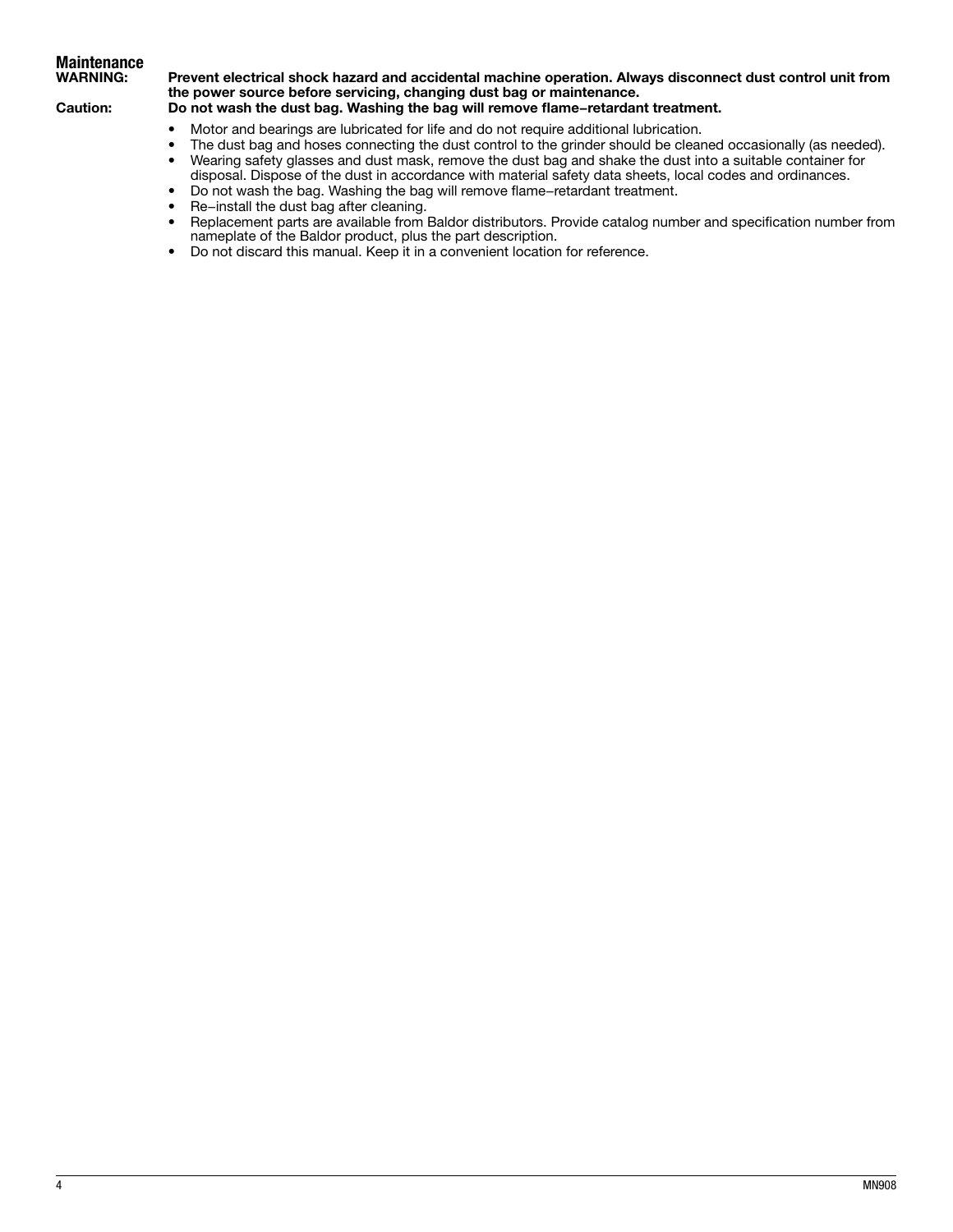## Maintenance

**WARNING:** **Prevent electrical shock hazard and accidental machine operation. Always disconnect dust control unit from the power source before servicing, changing dust bag or maintenance.**

**Caution:** **Do not wash the dust bag. Washing the bag will remove flame–retardant treatment.**

- Motor and bearings are lubricated for life and do not require additional lubrication.
- The dust bag and hoses connecting the dust control to the grinder should be cleaned occasionally (as needed).
- Wearing safety glasses and dust mask, remove the dust bag and shake the dust into a suitable container for disposal. Dispose of the dust in accordance with material safety data sheets, local codes and ordinances.
- Do not wash the bag. Washing the bag will remove flame–retardant treatment.
- Re–install the dust bag after cleaning.
- Replacement parts are available from Baldor distributors. Provide catalog number and specification number from nameplate of the Baldor product, plus the part description.
- Do not discard this manual. Keep it in a convenient location for reference.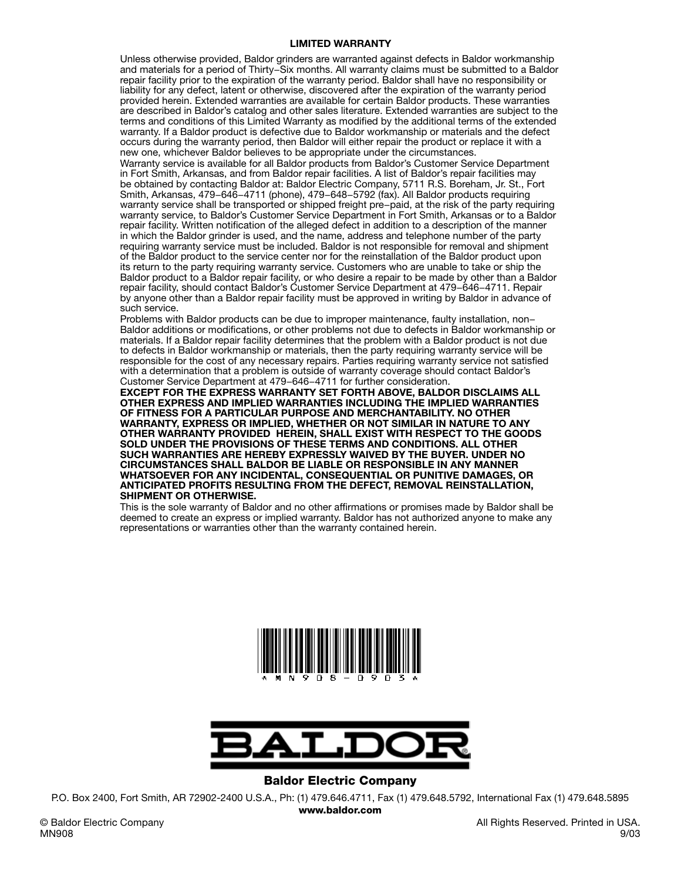## LIMITED WARRANTY

Unless otherwise provided, Baldor grinders are warranted against defects in Baldor workmanship and materials for a period of Thirty−Six months. All warranty claims must be submitted to a Baldor repair facility prior to the expiration of the warranty period. Baldor shall have no responsibility or liability for any defect, latent or otherwise, discovered after the expiration of the warranty period provided herein. Extended warranties are available for certain Baldor products. These warranties are described in Baldor's catalog and other sales literature. Extended warranties are subject to the terms and conditions of this Limited Warranty as modified by the additional terms of the extended warranty. If a Baldor product is defective due to Baldor workmanship or materials and the defect occurs during the warranty period, then Baldor will either repair the product or replace it with a new one, whichever Baldor believes to be appropriate under the circumstances.

Warranty service is available for all Baldor products from Baldor's Customer Service Department in Fort Smith, Arkansas, and from Baldor repair facilities. A list of Baldor's repair facilities may be obtained by contacting Baldor at: Baldor Electric Company, 5711 R.S. Boreham, Jr. St., Fort Smith, Arkansas, 479−646−4711 (phone), 479−648−5792 (fax). All Baldor products requiring warranty service shall be transported or shipped freight pre−paid, at the risk of the party requiring warranty service, to Baldor's Customer Service Department in Fort Smith, Arkansas or to a Baldor repair facility. Written notification of the alleged defect in addition to a description of the manner in which the Baldor grinder is used, and the name, address and telephone number of the party requiring warranty service must be included. Baldor is not responsible for removal and shipment of the Baldor product to the service center nor for the reinstallation of the Baldor product upon its return to the party requiring warranty service. Customers who are unable to take or ship the Baldor product to a Baldor repair facility, or who desire a repair to be made by other than a Baldor repair facility, should contact Baldor's Customer Service Department at 479−646−4711. Repair by anyone other than a Baldor repair facility must be approved in writing by Baldor in advance of such service.

Problems with Baldor products can be due to improper maintenance, faulty installation, non−Baldor additions or modifications, or other problems not due to defects in Baldor workmanship or materials. If a Baldor repair facility determines that the problem with a Baldor product is not due to defects in Baldor workmanship or materials, then the party requiring warranty service will be responsible for the cost of any necessary repairs. Parties requiring warranty service not satisfied with a determination that a problem is outside of warranty coverage should contact Baldor's Customer Service Department at 479−646−4711 for further consideration.

**EXCEPT FOR THE EXPRESS WARRANTY SET FORTH ABOVE, BALDOR DISCLAIMS ALL OTHER EXPRESS AND IMPLIED WARRANTIES INCLUDING THE IMPLIED WARRANTIES OF FITNESS FOR A PARTICULAR PURPOSE AND MERCHANTABILITY. NO OTHER WARRANTY, EXPRESS OR IMPLIED, WHETHER OR NOT SIMILAR IN NATURE TO ANY OTHER WARRANTY PROVIDED HEREIN, SHALL EXIST WITH RESPECT TO THE GOODS SOLD UNDER THE PROVISIONS OF THESE TERMS AND CONDITIONS. ALL OTHER SUCH WARRANTIES ARE HEREBY EXPRESSLY WAIVED BY THE BUYER. UNDER NO CIRCUMSTANCES SHALL BALDOR BE LIABLE OR RESPONSIBLE IN ANY MANNER WHATSOEVER FOR ANY INCIDENTAL, CONSEQUENTIAL OR PUNITIVE DAMAGES, OR ANTICIPATED PROFITS RESULTING FROM THE DEFECT, REMOVAL REINSTALLATION, SHIPMENT OR OTHERWISE.**

This is the sole warranty of Baldor and no other affirmations or promises made by Baldor shall be deemed to create an express or implied warranty. Baldor has not authorized anyone to make any representations or warranties other than the warranty contained herein.

*MN908-0903*

BALDOR®

**Baldor Electric Company**

P.O. Box 2400, Fort Smith, AR 72902-2400 U.S.A., Ph: (1) 479.646.4711, Fax (1) 479.648.5792, International Fax (1) 479.648.5895

**www.baldor.com**

© Baldor Electric Company
MN908

All Rights Reserved. Printed in USA.
9/03